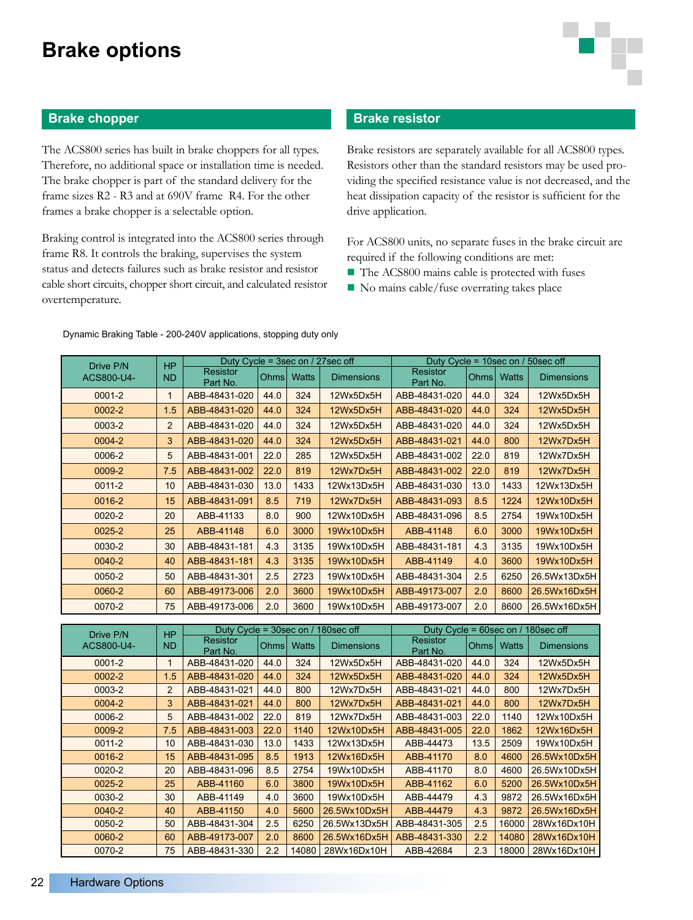# Brake options

## Brake chopper

The ACS800 series has built in brake choppers for all types. Therefore, no additional space or installation time is needed. The brake chopper is part of the standard delivery for the frame sizes R2 - R3 and at 690V frame R4. For the other frames a brake chopper is a selectable option.

Braking control is integrated into the ACS800 series through frame R8. It controls the braking, supervises the system status and detects failures such as brake resistor and resistor cable short circuits, chopper short circuit, and calculated resistor overtemperature.

## Brake resistor

Brake resistors are separately available for all ACS800 types. Resistors other than the standard resistors may be used providing the specified resistance value is not decreased, and the heat dissipation capacity of the resistor is sufficient for the drive application.

For ACS800 units, no separate fuses in the brake circuit are required if the following conditions are met:

- The ACS800 mains cable is protected with fuses
- No mains cable/fuse overrating takes place

Dynamic Braking Table - 200-240V applications, stopping duty only

| Drive P/N ACS800-U4- | HP ND | Duty Cycle = 3sec on / 27sec off | | | | Duty Cycle = 10sec on / 50sec off | | | |
|---|---|---|---|---|---|---|---|---|---|
| | | Resistor Part No. | Ohms | Watts | Dimensions | Resistor Part No. | Ohms | Watts | Dimensions |
| 0001-2 | 1 | ABB-48431-020 | 44.0 | 324 | 12Wx5Dx5H | ABB-48431-020 | 44.0 | 324 | 12Wx5Dx5H |
| 0002-2 | 1.5 | ABB-48431-020 | 44.0 | 324 | 12Wx5Dx5H | ABB-48431-020 | 44.0 | 324 | 12Wx5Dx5H |
| 0003-2 | 2 | ABB-48431-020 | 44.0 | 324 | 12Wx5Dx5H | ABB-48431-020 | 44.0 | 324 | 12Wx5Dx5H |
| 0004-2 | 3 | ABB-48431-020 | 44.0 | 324 | 12Wx5Dx5H | ABB-48431-021 | 44.0 | 800 | 12Wx7Dx5H |
| 0006-2 | 5 | ABB-48431-001 | 22.0 | 285 | 12Wx5Dx5H | ABB-48431-002 | 22.0 | 819 | 12Wx7Dx5H |
| 0009-2 | 7.5 | ABB-48431-002 | 22.0 | 819 | 12Wx7Dx5H | ABB-48431-002 | 22.0 | 819 | 12Wx7Dx5H |
| 0011-2 | 10 | ABB-48431-030 | 13.0 | 1433 | 12Wx13Dx5H | ABB-48431-030 | 13.0 | 1433 | 12Wx13Dx5H |
| 0016-2 | 15 | ABB-48431-091 | 8.5 | 719 | 12Wx7Dx5H | ABB-48431-093 | 8.5 | 1224 | 12Wx10Dx5H |
| 0020-2 | 20 | ABB-41133 | 8.0 | 900 | 12Wx10Dx5H | ABB-48431-096 | 8.5 | 2754 | 19Wx10Dx5H |
| 0025-2 | 25 | ABB-41148 | 6.0 | 3000 | 19Wx10Dx5H | ABB-41148 | 6.0 | 3000 | 19Wx10Dx5H |
| 0030-2 | 30 | ABB-48431-181 | 4.3 | 3135 | 19Wx10Dx5H | ABB-48431-181 | 4.3 | 3135 | 19Wx10Dx5H |
| 0040-2 | 40 | ABB-48431-181 | 4.3 | 3135 | 19Wx10Dx5H | ABB-41149 | 4.0 | 3600 | 19Wx10Dx5H |
| 0050-2 | 50 | ABB-48431-301 | 2.5 | 2723 | 19Wx10Dx5H | ABB-48431-304 | 2.5 | 6250 | 26.5Wx13Dx5H |
| 0060-2 | 60 | ABB-49173-006 | 2.0 | 3600 | 19Wx10Dx5H | ABB-49173-007 | 2.0 | 8600 | 26.5Wx16Dx5H |
| 0070-2 | 75 | ABB-49173-006 | 2.0 | 3600 | 19Wx10Dx5H | ABB-49173-007 | 2.0 | 8600 | 26.5Wx16Dx5H |

| Drive P/N ACS800-U4- | HP ND | Duty Cycle = 30sec on / 180sec off | | | | Duty Cycle = 60sec on / 180sec off | | | |
|---|---|---|---|---|---|---|---|---|---|
| | | Resistor Part No. | Ohms | Watts | Dimensions | Resistor Part No. | Ohms | Watts | Dimensions |
| 0001-2 | 1 | ABB-48431-020 | 44.0 | 324 | 12Wx5Dx5H | ABB-48431-020 | 44.0 | 324 | 12Wx5Dx5H |
| 0002-2 | 1.5 | ABB-48431-020 | 44.0 | 324 | 12Wx5Dx5H | ABB-48431-020 | 44.0 | 324 | 12Wx5Dx5H |
| 0003-2 | 2 | ABB-48431-021 | 44.0 | 800 | 12Wx7Dx5H | ABB-48431-021 | 44.0 | 800 | 12Wx7Dx5H |
| 0004-2 | 3 | ABB-48431-021 | 44.0 | 800 | 12Wx7Dx5H | ABB-48431-021 | 44.0 | 800 | 12Wx7Dx5H |
| 0006-2 | 5 | ABB-48431-002 | 22.0 | 819 | 12Wx7Dx5H | ABB-48431-003 | 22.0 | 1140 | 12Wx10Dx5H |
| 0009-2 | 7.5 | ABB-48431-003 | 22.0 | 1140 | 12Wx10Dx5H | ABB-48431-005 | 22.0 | 1862 | 12Wx16Dx5H |
| 0011-2 | 10 | ABB-48431-030 | 13.0 | 1433 | 12Wx13Dx5H | ABB-44473 | 13.5 | 2509 | 19Wx10Dx5H |
| 0016-2 | 15 | ABB-48431-095 | 8.5 | 1913 | 12Wx16Dx5H | ABB-41170 | 8.0 | 4600 | 26.5Wx10Dx5H |
| 0020-2 | 20 | ABB-48431-096 | 8.5 | 2754 | 19Wx10Dx5H | ABB-41170 | 8.0 | 4600 | 26.5Wx10Dx5H |
| 0025-2 | 25 | ABB-41160 | 6.0 | 3800 | 19Wx10Dx5H | ABB-41162 | 6.0 | 5200 | 26.5Wx10Dx5H |
| 0030-2 | 30 | ABB-41149 | 4.0 | 3600 | 19Wx10Dx5H | ABB-44479 | 4.3 | 9872 | 26.5Wx16Dx5H |
| 0040-2 | 40 | ABB-41150 | 4.0 | 5600 | 26.5Wx10Dx5H | ABB-44479 | 4.3 | 9872 | 26.5Wx16Dx5H |
| 0050-2 | 50 | ABB-48431-304 | 2.5 | 6250 | 26.5Wx13Dx5H | ABB-48431-305 | 2.5 | 16000 | 28Wx16Dx10H |
| 0060-2 | 60 | ABB-49173-007 | 2.0 | 8600 | 26.5Wx16Dx5H | ABB-48431-330 | 2.2 | 14080 | 28Wx16Dx10H |
| 0070-2 | 75 | ABB-48431-330 | 2.2 | 14080 | 28Wx16Dx10H | ABB-42684 | 2.3 | 18000 | 28Wx16Dx10H |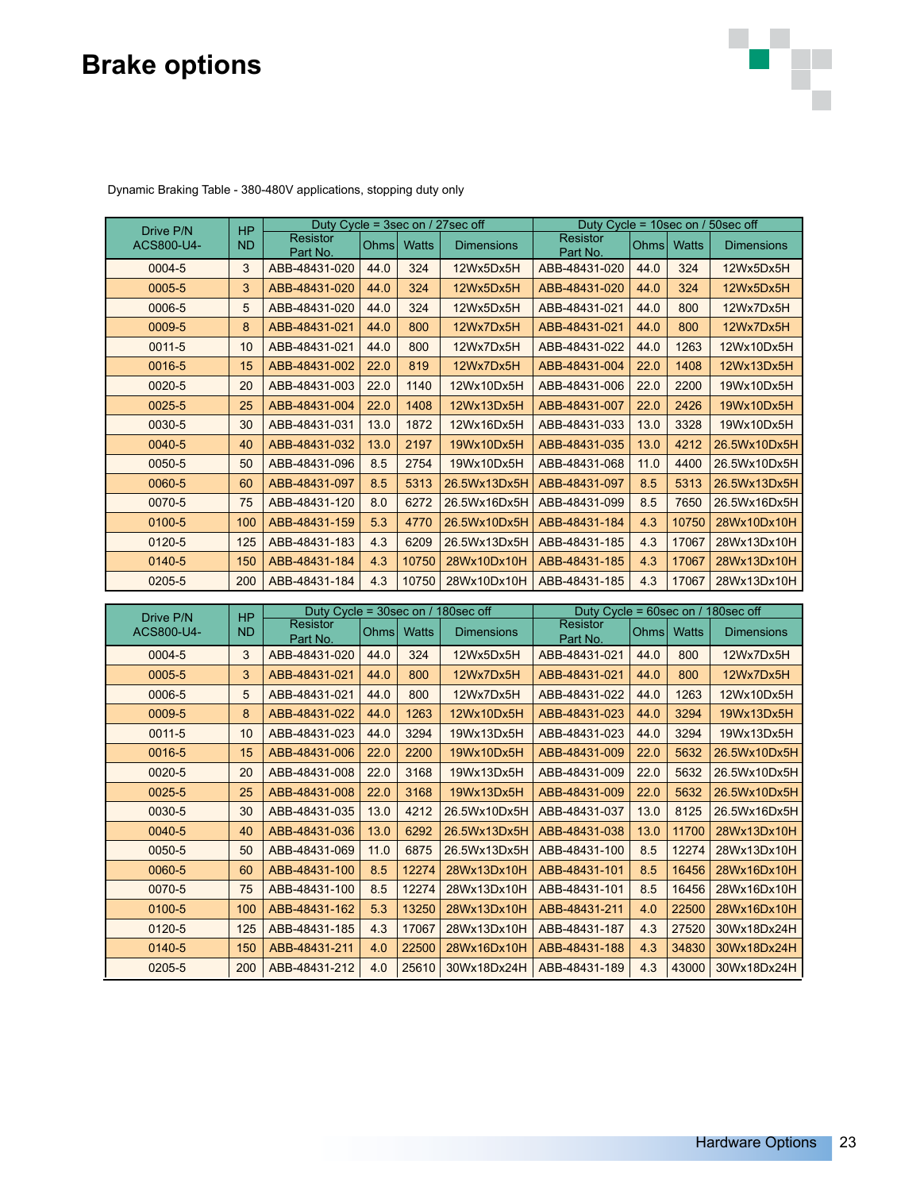# Brake options

Dynamic Braking Table - 380-480V applications, stopping duty only

| Drive P/N ACS800-U4- | HP ND | Duty Cycle = 3sec on / 27sec off | | | | Duty Cycle = 10sec on / 50sec off | | | |
|---|---|---|---|---|---|---|---|---|---|
| | | Resistor Part No. | Ohms | Watts | Dimensions | Resistor Part No. | Ohms | Watts | Dimensions |
| 0004-5 | 3 | ABB-48431-020 | 44.0 | 324 | 12Wx5Dx5H | ABB-48431-020 | 44.0 | 324 | 12Wx5Dx5H |
| 0005-5 | 3 | ABB-48431-020 | 44.0 | 324 | 12Wx5Dx5H | ABB-48431-020 | 44.0 | 324 | 12Wx5Dx5H |
| 0006-5 | 5 | ABB-48431-020 | 44.0 | 324 | 12Wx5Dx5H | ABB-48431-021 | 44.0 | 800 | 12Wx7Dx5H |
| 0009-5 | 8 | ABB-48431-021 | 44.0 | 800 | 12Wx7Dx5H | ABB-48431-021 | 44.0 | 800 | 12Wx7Dx5H |
| 0011-5 | 10 | ABB-48431-021 | 44.0 | 800 | 12Wx7Dx5H | ABB-48431-022 | 44.0 | 1263 | 12Wx10Dx5H |
| 0016-5 | 15 | ABB-48431-002 | 22.0 | 819 | 12Wx7Dx5H | ABB-48431-004 | 22.0 | 1408 | 12Wx13Dx5H |
| 0020-5 | 20 | ABB-48431-003 | 22.0 | 1140 | 12Wx10Dx5H | ABB-48431-006 | 22.0 | 2200 | 19Wx10Dx5H |
| 0025-5 | 25 | ABB-48431-004 | 22.0 | 1408 | 12Wx13Dx5H | ABB-48431-007 | 22.0 | 2426 | 19Wx10Dx5H |
| 0030-5 | 30 | ABB-48431-031 | 13.0 | 1872 | 12Wx16Dx5H | ABB-48431-033 | 13.0 | 3328 | 19Wx10Dx5H |
| 0040-5 | 40 | ABB-48431-032 | 13.0 | 2197 | 19Wx10Dx5H | ABB-48431-035 | 13.0 | 4212 | 26.5Wx10Dx5H |
| 0050-5 | 50 | ABB-48431-096 | 8.5 | 2754 | 19Wx10Dx5H | ABB-48431-068 | 11.0 | 4400 | 26.5Wx10Dx5H |
| 0060-5 | 60 | ABB-48431-097 | 8.5 | 5313 | 26.5Wx13Dx5H | ABB-48431-097 | 8.5 | 5313 | 26.5Wx13Dx5H |
| 0070-5 | 75 | ABB-48431-120 | 8.0 | 6272 | 26.5Wx16Dx5H | ABB-48431-099 | 8.5 | 7650 | 26.5Wx16Dx5H |
| 0100-5 | 100 | ABB-48431-159 | 5.3 | 4770 | 26.5Wx10Dx5H | ABB-48431-184 | 4.3 | 10750 | 28Wx10Dx10H |
| 0120-5 | 125 | ABB-48431-183 | 4.3 | 6209 | 26.5Wx13Dx5H | ABB-48431-185 | 4.3 | 17067 | 28Wx13Dx10H |
| 0140-5 | 150 | ABB-48431-184 | 4.3 | 10750 | 28Wx10Dx10H | ABB-48431-185 | 4.3 | 17067 | 28Wx13Dx10H |
| 0205-5 | 200 | ABB-48431-184 | 4.3 | 10750 | 28Wx10Dx10H | ABB-48431-185 | 4.3 | 17067 | 28Wx13Dx10H |

| Drive P/N ACS800-U4- | HP ND | Duty Cycle = 30sec on / 180sec off | | | | Duty Cycle = 60sec on / 180sec off | | | |
|---|---|---|---|---|---|---|---|---|---|
| | | Resistor Part No. | Ohms | Watts | Dimensions | Resistor Part No. | Ohms | Watts | Dimensions |
| 0004-5 | 3 | ABB-48431-020 | 44.0 | 324 | 12Wx5Dx5H | ABB-48431-021 | 44.0 | 800 | 12Wx7Dx5H |
| 0005-5 | 3 | ABB-48431-021 | 44.0 | 800 | 12Wx7Dx5H | ABB-48431-021 | 44.0 | 800 | 12Wx7Dx5H |
| 0006-5 | 5 | ABB-48431-021 | 44.0 | 800 | 12Wx7Dx5H | ABB-48431-022 | 44.0 | 1263 | 12Wx10Dx5H |
| 0009-5 | 8 | ABB-48431-022 | 44.0 | 1263 | 12Wx10Dx5H | ABB-48431-023 | 44.0 | 3294 | 19Wx13Dx5H |
| 0011-5 | 10 | ABB-48431-023 | 44.0 | 3294 | 19Wx13Dx5H | ABB-48431-023 | 44.0 | 3294 | 19Wx13Dx5H |
| 0016-5 | 15 | ABB-48431-006 | 22.0 | 2200 | 19Wx10Dx5H | ABB-48431-009 | 22.0 | 5632 | 26.5Wx10Dx5H |
| 0020-5 | 20 | ABB-48431-008 | 22.0 | 3168 | 19Wx13Dx5H | ABB-48431-009 | 22.0 | 5632 | 26.5Wx10Dx5H |
| 0025-5 | 25 | ABB-48431-008 | 22.0 | 3168 | 19Wx13Dx5H | ABB-48431-009 | 22.0 | 5632 | 26.5Wx10Dx5H |
| 0030-5 | 30 | ABB-48431-035 | 13.0 | 4212 | 26.5Wx10Dx5H | ABB-48431-037 | 13.0 | 8125 | 26.5Wx16Dx5H |
| 0040-5 | 40 | ABB-48431-036 | 13.0 | 6292 | 26.5Wx13Dx5H | ABB-48431-038 | 13.0 | 11700 | 28Wx13Dx10H |
| 0050-5 | 50 | ABB-48431-069 | 11.0 | 6875 | 26.5Wx13Dx5H | ABB-48431-100 | 8.5 | 12274 | 28Wx13Dx10H |
| 0060-5 | 60 | ABB-48431-100 | 8.5 | 12274 | 28Wx13Dx10H | ABB-48431-101 | 8.5 | 16456 | 28Wx16Dx10H |
| 0070-5 | 75 | ABB-48431-100 | 8.5 | 12274 | 28Wx13Dx10H | ABB-48431-101 | 8.5 | 16456 | 28Wx16Dx10H |
| 0100-5 | 100 | ABB-48431-162 | 5.3 | 13250 | 28Wx13Dx10H | ABB-48431-211 | 4.0 | 22500 | 28Wx16Dx10H |
| 0120-5 | 125 | ABB-48431-185 | 4.3 | 17067 | 28Wx13Dx10H | ABB-48431-187 | 4.3 | 27520 | 30Wx18Dx24H |
| 0140-5 | 150 | ABB-48431-211 | 4.0 | 22500 | 28Wx16Dx10H | ABB-48431-188 | 4.3 | 34830 | 30Wx18Dx24H |
| 0205-5 | 200 | ABB-48431-212 | 4.0 | 25610 | 30Wx18Dx24H | ABB-48431-189 | 4.3 | 43000 | 30Wx18Dx24H |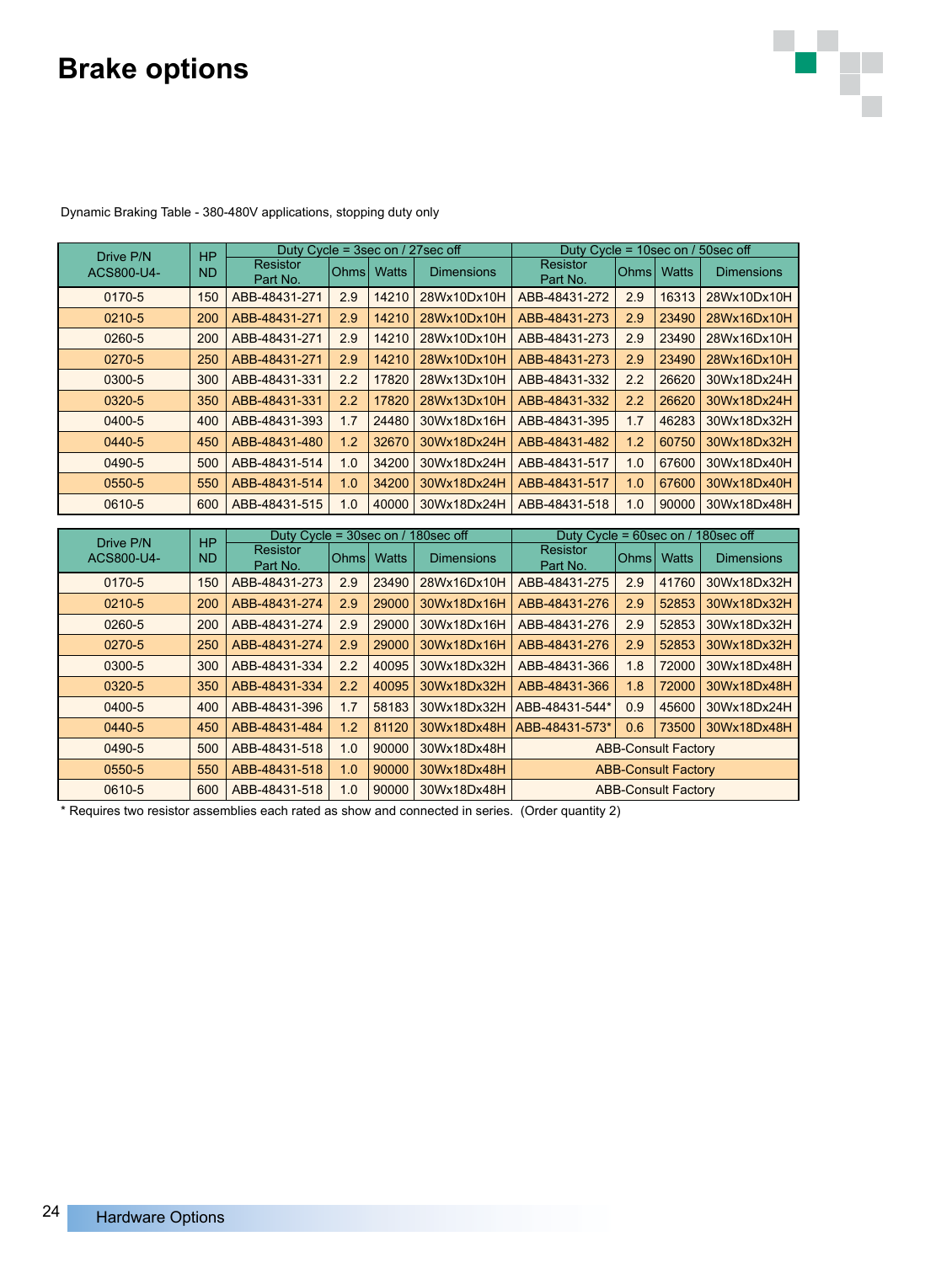# Brake options

Dynamic Braking Table - 380-480V applications, stopping duty only

| Drive P/N ACS800-U4- | HP ND | Duty Cycle = 3sec on / 27sec off | | | | Duty Cycle = 10sec on / 50sec off | | | |
|---|---|---|---|---|---|---|---|---|---|
| | | Resistor Part No. | Ohms | Watts | Dimensions | Resistor Part No. | Ohms | Watts | Dimensions |
| 0170-5 | 150 | ABB-48431-271 | 2.9 | 14210 | 28Wx10Dx10H | ABB-48431-272 | 2.9 | 16313 | 28Wx10Dx10H |
| 0210-5 | 200 | ABB-48431-271 | 2.9 | 14210 | 28Wx10Dx10H | ABB-48431-273 | 2.9 | 23490 | 28Wx16Dx10H |
| 0260-5 | 200 | ABB-48431-271 | 2.9 | 14210 | 28Wx10Dx10H | ABB-48431-273 | 2.9 | 23490 | 28Wx16Dx10H |
| 0270-5 | 250 | ABB-48431-271 | 2.9 | 14210 | 28Wx10Dx10H | ABB-48431-273 | 2.9 | 23490 | 28Wx16Dx10H |
| 0300-5 | 300 | ABB-48431-331 | 2.2 | 17820 | 28Wx13Dx10H | ABB-48431-332 | 2.2 | 26620 | 30Wx18Dx24H |
| 0320-5 | 350 | ABB-48431-331 | 2.2 | 17820 | 28Wx13Dx10H | ABB-48431-332 | 2.2 | 26620 | 30Wx18Dx24H |
| 0400-5 | 400 | ABB-48431-393 | 1.7 | 24480 | 30Wx18Dx16H | ABB-48431-395 | 1.7 | 46283 | 30Wx18Dx32H |
| 0440-5 | 450 | ABB-48431-480 | 1.2 | 32670 | 30Wx18Dx24H | ABB-48431-482 | 1.2 | 60750 | 30Wx18Dx32H |
| 0490-5 | 500 | ABB-48431-514 | 1.0 | 34200 | 30Wx18Dx24H | ABB-48431-517 | 1.0 | 67600 | 30Wx18Dx40H |
| 0550-5 | 550 | ABB-48431-514 | 1.0 | 34200 | 30Wx18Dx24H | ABB-48431-517 | 1.0 | 67600 | 30Wx18Dx40H |
| 0610-5 | 600 | ABB-48431-515 | 1.0 | 40000 | 30Wx18Dx24H | ABB-48431-518 | 1.0 | 90000 | 30Wx18Dx48H |

| Drive P/N ACS800-U4- | HP ND | Duty Cycle = 30sec on / 180sec off | | | | Duty Cycle = 60sec on / 180sec off | | | |
|---|---|---|---|---|---|---|---|---|---|
| | | Resistor Part No. | Ohms | Watts | Dimensions | Resistor Part No. | Ohms | Watts | Dimensions |
| 0170-5 | 150 | ABB-48431-273 | 2.9 | 23490 | 28Wx16Dx10H | ABB-48431-275 | 2.9 | 41760 | 30Wx18Dx32H |
| 0210-5 | 200 | ABB-48431-274 | 2.9 | 29000 | 30Wx18Dx16H | ABB-48431-276 | 2.9 | 52853 | 30Wx18Dx32H |
| 0260-5 | 200 | ABB-48431-274 | 2.9 | 29000 | 30Wx18Dx16H | ABB-48431-276 | 2.9 | 52853 | 30Wx18Dx32H |
| 0270-5 | 250 | ABB-48431-274 | 2.9 | 29000 | 30Wx18Dx16H | ABB-48431-276 | 2.9 | 52853 | 30Wx18Dx32H |
| 0300-5 | 300 | ABB-48431-334 | 2.2 | 40095 | 30Wx18Dx32H | ABB-48431-366 | 1.8 | 72000 | 30Wx18Dx48H |
| 0320-5 | 350 | ABB-48431-334 | 2.2 | 40095 | 30Wx18Dx32H | ABB-48431-366 | 1.8 | 72000 | 30Wx18Dx48H |
| 0400-5 | 400 | ABB-48431-396 | 1.7 | 58183 | 30Wx18Dx32H | ABB-48431-544* | 0.9 | 45600 | 30Wx18Dx24H |
| 0440-5 | 450 | ABB-48431-484 | 1.2 | 81120 | 30Wx18Dx48H | ABB-48431-573* | 0.6 | 73500 | 30Wx18Dx48H |
| 0490-5 | 500 | ABB-48431-518 | 1.0 | 90000 | 30Wx18Dx48H | ABB-Consult Factory | | | |
| 0550-5 | 550 | ABB-48431-518 | 1.0 | 90000 | 30Wx18Dx48H | ABB-Consult Factory | | | |
| 0610-5 | 600 | ABB-48431-518 | 1.0 | 90000 | 30Wx18Dx48H | ABB-Consult Factory | | | |

* Requires two resistor assemblies each rated as show and connected in series. (Order quantity 2)